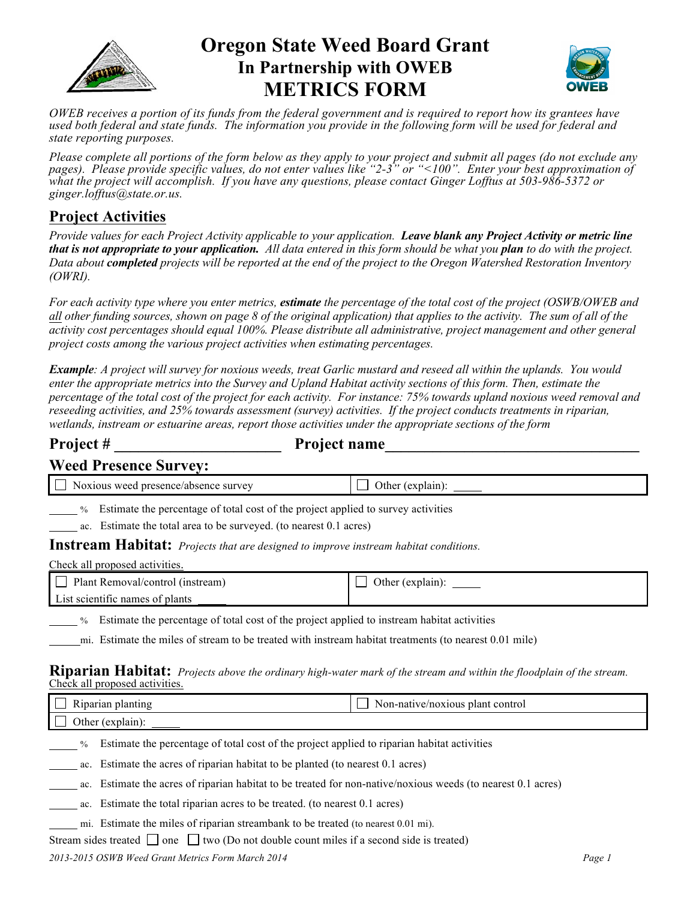# Oregon State Weed Board Grant
## In Partnership with OWEB
## METRICS FORM

*OWEB receives a portion of its funds from the federal government and is required to report how its grantees have used both federal and state funds. The information you provide in the following form will be used for federal and state reporting purposes.*

*Please complete all portions of the form below as they apply to your project and submit all pages (do not exclude any pages). Please provide specific values, do not enter values like "2-3" or "<100". Enter your best approximation of what the project will accomplish. If you have any questions, please contact Ginger Lofftus at 503-986-5372 or ginger.lofftus@state.or.us.*

## Project Activities

*Provide values for each Project Activity applicable to your application.* ***Leave blank any Project Activity or metric line that is not appropriate to your application.*** *All data entered in this form should be what you* ***plan*** *to do with the project. Data about* ***completed*** *projects will be reported at the end of the project to the Oregon Watershed Restoration Inventory (OWRI).*

*For each activity type where you enter metrics,* ***estimate*** *the percentage of the total cost of the project (OSWB/OWEB and all other funding sources, shown on page 8 of the original application) that applies to the activity. The sum of all of the activity cost percentages should equal 100%. Please distribute all administrative, project management and other general project costs among the various project activities when estimating percentages.*

***Example****: A project will survey for noxious weeds, treat Garlic mustard and reseed all within the uplands. You would enter the appropriate metrics into the Survey and Upland Habitat activity sections of this form. Then, estimate the percentage of the total cost of the project for each activity. For instance: 75% towards upland noxious weed removal and reseeding activities, and 25% towards assessment (survey) activities. If the project conducts treatments in riparian, wetlands, instream or estuarine areas, report those activities under the appropriate sections of the form*

**Project # ______________________ Project name__________________________________**

### Weed Presence Survey:

| ☐ Noxious weed presence/absence survey | ☐ Other (explain): _____ |
|---|---|

_____ % Estimate the percentage of total cost of the project applied to survey activities

_____ ac. Estimate the total area to be surveyed. (to nearest 0.1 acres)

### Instream Habitat: *Projects that are designed to improve instream habitat conditions.*

Check all proposed activities.

| ☐ Plant Removal/control (instream)<br>List scientific names of plants _____ | ☐ Other (explain): _____ |
|---|---|

_____ % Estimate the percentage of total cost of the project applied to instream habitat activities

_____ mi. Estimate the miles of stream to be treated with instream habitat treatments (to nearest 0.01 mile)

### Riparian Habitat: *Projects above the ordinary high-water mark of the stream and within the floodplain of the stream.*

Check all proposed activities.

| ☐ Riparian planting | ☐ Non-native/noxious plant control |
|---|---|
| ☐ Other (explain): _____ | |

_____ % Estimate the percentage of total cost of the project applied to riparian habitat activities

_____ ac. Estimate the acres of riparian habitat to be planted (to nearest 0.1 acres)

_____ ac. Estimate the acres of riparian habitat to be treated for non-native/noxious weeds (to nearest 0.1 acres)

_____ ac. Estimate the total riparian acres to be treated. (to nearest 0.1 acres)

_____ mi. Estimate the miles of riparian streambank to be treated (to nearest 0.01 mi).

Stream sides treated ☐ one ☐ two (Do not double count miles if a second side is treated)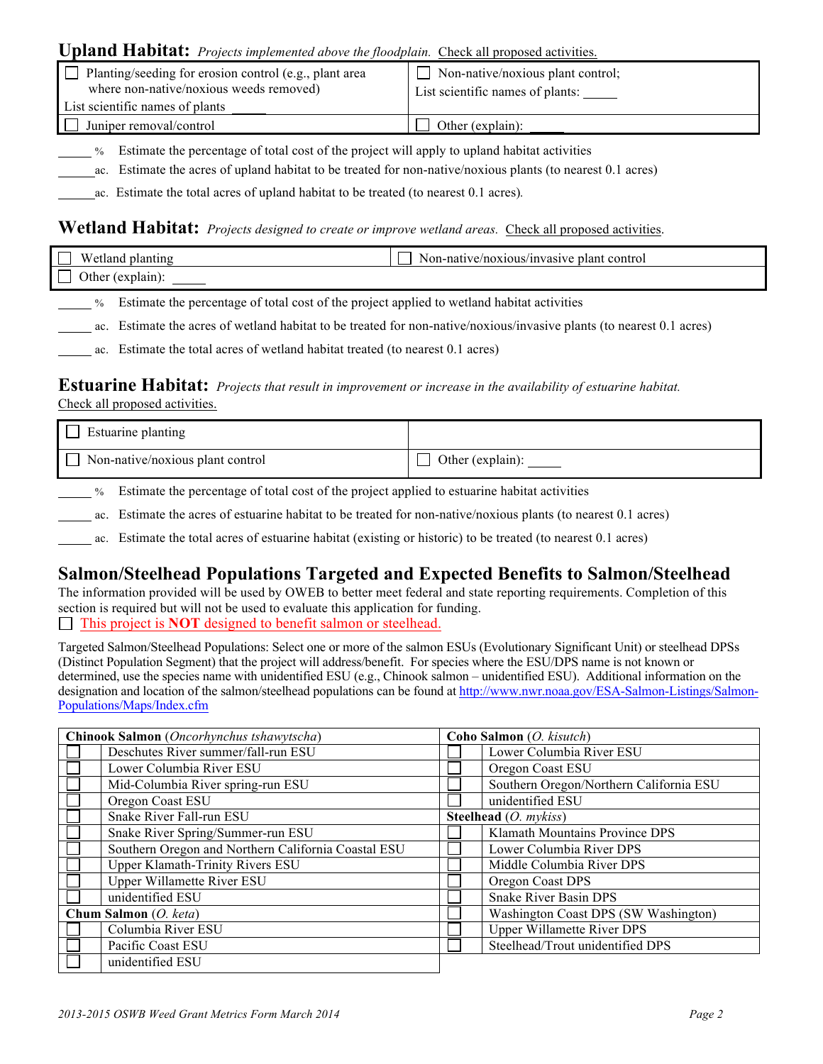## Upland Habitat: *Projects implemented above the floodplain.* Check all proposed activities.

| | |
|---|---|
| ☐ Planting/seeding for erosion control (e.g., plant area where non-native/noxious weeds removed) List scientific names of plants _____ | ☐ Non-native/noxious plant control; List scientific names of plants: _____ |
| ☐ Juniper removal/control | ☐ Other (explain): _____ |

_____ % Estimate the percentage of total cost of the project will apply to upland habitat activities

_____ ac. Estimate the acres of upland habitat to be treated for non-native/noxious plants (to nearest 0.1 acres)

_____ ac. Estimate the total acres of upland habitat to be treated (to nearest 0.1 acres).

## Wetland Habitat: *Projects designed to create or improve wetland areas.* Check all proposed activities.

| | |
|---|---|
| ☐ Wetland planting | ☐ Non-native/noxious/invasive plant control |
| ☐ Other (explain): _____ | |

_____ % Estimate the percentage of total cost of the project applied to wetland habitat activities

_____ ac. Estimate the acres of wetland habitat to be treated for non-native/noxious/invasive plants (to nearest 0.1 acres)

_____ ac. Estimate the total acres of wetland habitat treated (to nearest 0.1 acres)

## Estuarine Habitat: *Projects that result in improvement or increase in the availability of estuarine habitat.* Check all proposed activities.

| | |
|---|---|
| ☐ Estuarine planting | |
| ☐ Non-native/noxious plant control | ☐ Other (explain): _____ |

_____ % Estimate the percentage of total cost of the project applied to estuarine habitat activities

_____ ac. Estimate the acres of estuarine habitat to be treated for non-native/noxious plants (to nearest 0.1 acres)

_____ ac. Estimate the total acres of estuarine habitat (existing or historic) to be treated (to nearest 0.1 acres)

## Salmon/Steelhead Populations Targeted and Expected Benefits to Salmon/Steelhead

The information provided will be used by OWEB to better meet federal and state reporting requirements. Completion of this section is required but will not be used to evaluate this application for funding.

☐ This project is **NOT** designed to benefit salmon or steelhead.

Targeted Salmon/Steelhead Populations: Select one or more of the salmon ESUs (Evolutionary Significant Unit) or steelhead DPSs (Distinct Population Segment) that the project will address/benefit. For species where the ESU/DPS name is not known or determined, use the species name with unidentified ESU (e.g., Chinook salmon – unidentified ESU). Additional information on the designation and location of the salmon/steelhead populations can be found at http://www.nwr.noaa.gov/ESA-Salmon-Listings/Salmon-Populations/Maps/Index.cfm

| | | | |
|---|---|---|---|
| **Chinook Salmon** (*Oncorhynchus tshawytscha*) | | **Coho Salmon** (*O. kisutch*) | |
| ☐ | Deschutes River summer/fall-run ESU | ☐ | Lower Columbia River ESU |
| ☐ | Lower Columbia River ESU | ☐ | Oregon Coast ESU |
| ☐ | Mid-Columbia River spring-run ESU | ☐ | Southern Oregon/Northern California ESU |
| ☐ | Oregon Coast ESU | ☐ | unidentified ESU |
| ☐ | Snake River Fall-run ESU | **Steelhead** (*O. mykiss*) | |
| ☐ | Snake River Spring/Summer-run ESU | ☐ | Klamath Mountains Province DPS |
| ☐ | Southern Oregon and Northern California Coastal ESU | ☐ | Lower Columbia River DPS |
| ☐ | Upper Klamath-Trinity Rivers ESU | ☐ | Middle Columbia River DPS |
| ☐ | Upper Willamette River ESU | ☐ | Oregon Coast DPS |
| ☐ | unidentified ESU | ☐ | Snake River Basin DPS |
| **Chum Salmon** (*O. keta*) | | ☐ | Washington Coast DPS (SW Washington) |
| ☐ | Columbia River ESU | ☐ | Upper Willamette River DPS |
| ☐ | Pacific Coast ESU | ☐ | Steelhead/Trout unidentified DPS |
| ☐ | unidentified ESU | | |